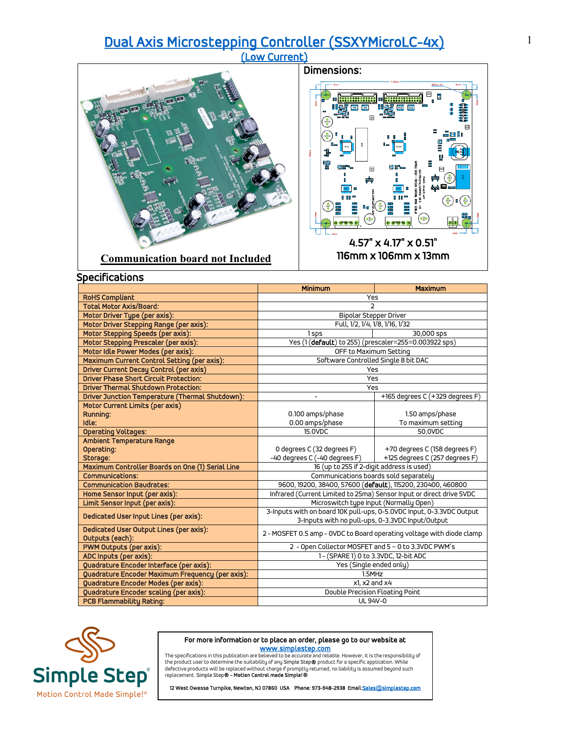# Dual Axis Microstepping Controller (SSXYMicroLC-4x)

## (Low Current)

**Communication board not Included**

## Dimensions:

4.57" x 4.17" x 0.51"

116mm x 106mm x 13mm

## Specifications

| | Minimum | Maximum |
|---|---|---|
| RoHS Compliant | Yes | |
| Total Motor Axis/Board: | 2 | |
| Motor Driver Type (per axis): | Bipolar Stepper Driver | |
| Motor Driver Stepping Range (per axis): | Full, 1/2, 1/4, 1/8, 1/16, 1/32 | |
| Motor Stepping Speeds (per axis): | 1 sps | 30,000 sps |
| Motor Stepping Prescaler (per axis): | Yes (1 (**default**) to 255) (prescaler=255=0.003922 sps) | |
| Motor Idle Power Modes (per axis): | OFF to Maximum Setting | |
| Maximum Current Control Setting (per axis): | Software Controlled Single 8 bit DAC | |
| Driver Current Decay Control (per axis) | Yes | |
| Driver Phase Short Circuit Protection: | Yes | |
| Driver Thermal Shutdown Protection: | Yes | |
| Driver Junction Temperature (Thermal Shutdown): | - | +165 degrees C (+329 degrees F) |
| Motor Current Limits (per axis)<br>Running:<br>Idle: | <br>0.100 amps/phase<br>0.00 amps/phase | <br>1.50 amps/phase<br>To maximum setting |
| Operating Voltages: | 15.0VDC | 50.0VDC |
| Ambient Temperature Range<br>Operating:<br>Storage: | <br>0 degrees C (32 degrees F)<br>-40 degrees C (-40 degrees F) | <br>+70 degrees C (158 degrees F)<br>+125 degrees C (257 degrees F) |
| Maximum Controller Boards on One (1) Serial Line | 16 (up to 255 if 2-digit address is used) | |
| Communications: | Communications boards sold separately | |
| Communication Baudrates: | 9600, 19200, 38400, 57600 (**default**), 115200, 230400, 460800 | |
| Home Sensor Input (per axis): | Infrared (Current Limited to 25ma) Sensor Input or direct drive 5VDC | |
| Limit Sensor Input (per axis): | Microswitch type Input (Normally Open) | |
| Dedicated User Input Lines (per axis): | 3-Inputs with on board 10K pull-ups, 0-5.0VDC Input, 0-3.3VDC Output<br>3-Inputs with no pull-ups, 0-3.3VDC Input/Output | |
| Dedicated User Output Lines (per axis):<br>Outputs (each): | 2 - MOSFET 0.5 amp - 0VDC to Board operating voltage with diode clamp | |
| PWM Outputs (per axis): | 2 - Open Collector MOSFET and 5 – 0 to 3.3VDC PWM's | |
| ADC Inputs (per axis): | 1 - (SPARE 1) 0 to 3.3VDC, 12-bit ADC | |
| Quadrature Encoder Interface (per axis): | Yes (Single ended only) | |
| Quadrature Encoder Maximum Frequency (per axis): | 1.5MHz | |
| Quadrature Encoder Modes (per axis): | x1, x2 and x4 | |
| Quadrature Encoder scaling (per axis): | Double Precision Floating Point | |
| PCB Flammability Rating: | UL 94V-0 | |

Simple Step®
Motion Control Made Simple!®

For more information or to place an order, please go to our website at
www.simplestep.com

The specifications in this publication are believed to be accurate and reliable. However, it is the responsibility of the product user to determine the suitability of any Simple Step® product for a specific application. While defective products will be replaced without charge if promptly returned, no liability is assumed beyond such replacement. Simple Step® - **Motion Control made Simple!®**

12 West Owassa Turnpike, Newton, NJ 07860 USA Phone: 973-948-2938 Email: Sales@simplestep.com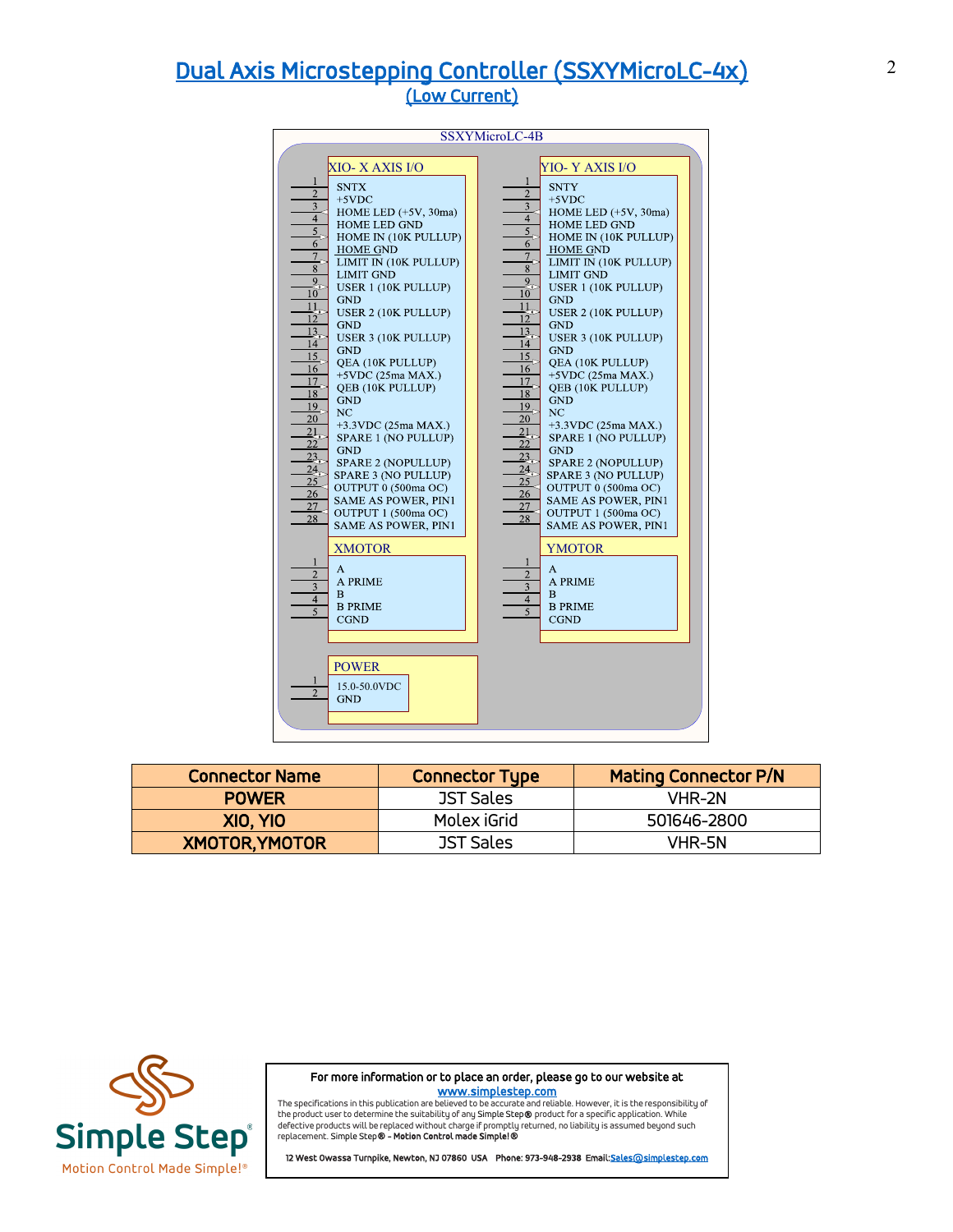# Dual Axis Microstepping Controller (SSXYMicroLC-4x)

## (Low Current)

SSXYMicroLC-4B

**XIO- X AXIS I/O**

| Pin | Signal |
|---|---|
| 1 | SNTX |
| 2 | +5VDC |
| 3 | HOME LED (+5V, 30ma) |
| 4 | HOME LED GND |
| 5 | HOME IN (10K PULLUP) |
| 6 | HOME GND |
| 7 | LIMIT IN (10K PULLUP) |
| 8 | LIMIT GND |
| 9 | USER 1 (10K PULLUP) |
| 10 | GND |
| 11 | USER 2 (10K PULLUP) |
| 12 | GND |
| 13 | USER 3 (10K PULLUP) |
| 14 | GND |
| 15 | QEA (10K PULLUP) |
| 16 | +5VDC (25ma MAX.) |
| 17 | QEB (10K PULLUP) |
| 18 | GND |
| 19 | NC |
| 20 | +3.3VDC (25ma MAX.) |
| 21 | SPARE 1 (NO PULLUP) |
| 22 | GND |
| 23 | SPARE 2 (NOPULLUP) |
| 24 | SPARE 3 (NO PULLUP) |
| 25 | OUTPUT 0 (500ma OC) |
| 26 | SAME AS POWER, PIN1 |
| 27 | OUTPUT 1 (500ma OC) |
| 28 | SAME AS POWER, PIN1 |

**YIO- Y AXIS I/O**

| Pin | Signal |
|---|---|
| 1 | SNTY |
| 2 | +5VDC |
| 3 | HOME LED (+5V, 30ma) |
| 4 | HOME LED GND |
| 5 | HOME IN (10K PULLUP) |
| 6 | HOME GND |
| 7 | LIMIT IN (10K PULLUP) |
| 8 | LIMIT GND |
| 9 | USER 1 (10K PULLUP) |
| 10 | GND |
| 11 | USER 2 (10K PULLUP) |
| 12 | GND |
| 13 | USER 3 (10K PULLUP) |
| 14 | GND |
| 15 | QEA (10K PULLUP) |
| 16 | +5VDC (25ma MAX.) |
| 17 | QEB (10K PULLUP) |
| 18 | GND |
| 19 | NC |
| 20 | +3.3VDC (25ma MAX.) |
| 21 | SPARE 1 (NO PULLUP) |
| 22 | GND |
| 23 | SPARE 2 (NOPULLUP) |
| 24 | SPARE 3 (NO PULLUP) |
| 25 | OUTPUT 0 (500ma OC) |
| 26 | SAME AS POWER, PIN1 |
| 27 | OUTPUT 1 (500ma OC) |
| 28 | SAME AS POWER, PIN1 |

**XMOTOR**

| Pin | Signal |
|---|---|
| 1 | A |
| 2 | A PRIME |
| 3 | B |
| 4 | B PRIME |
| 5 | CGND |

**YMOTOR**

| Pin | Signal |
|---|---|
| 1 | A |
| 2 | A PRIME |
| 3 | B |
| 4 | B PRIME |
| 5 | CGND |

**POWER**

| Pin | Signal |
|---|---|
| 1 | 15.0-50.0VDC |
| 2 | GND |

| Connector Name | Connector Type | Mating Connector P/N |
|---|---|---|
| POWER | JST Sales | VHR-2N |
| XIO, YIO | Molex iGrid | 501646-2800 |
| XMOTOR,YMOTOR | JST Sales | VHR-5N |

Simple Step®
Motion Control Made Simple!®

For more information or to place an order, please go to our website at
www.simplestep.com

The specifications in this publication are believed to be accurate and reliable. However, it is the responsibility of the product user to determine the suitability of any Simple Step® product for a specific application. While defective products will be replaced without charge if promptly returned, no liability is assumed beyond such replacement. Simple Step® - Motion Control made Simple!®

12 West Owassa Turnpike, Newton, NJ 07860 USA Phone: 973-948-2938 Email:Sales@simplestep.com